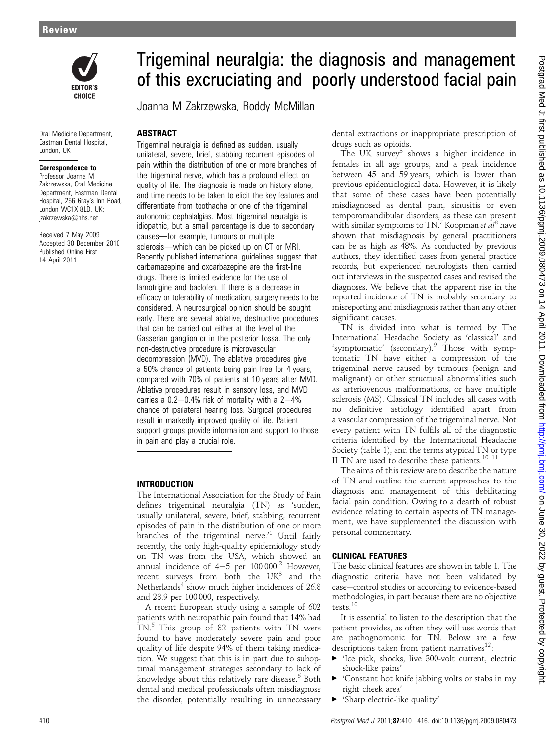# Trigeminal neuralgia: the diagnosis and management of this excruciating and poorly understood facial pain

Joanna M Zakrzewska, Roddy McMillan

Oral Medicine Department, Eastman Dental Hospital, London, UK

**Correspondence to**
Professor Joanna M Zakrzewska, Oral Medicine Department, Eastman Dental Hospital, 256 Gray's Inn Road, London WC1X 8LD, UK; jzakrzewska@nhs.net

Received 7 May 2009
Accepted 30 December 2010
Published Online First 14 April 2011

## ABSTRACT

Trigeminal neuralgia is defined as sudden, usually unilateral, severe, brief, stabbing recurrent episodes of pain within the distribution of one or more branches of the trigeminal nerve, which has a profound effect on quality of life. The diagnosis is made on history alone, and time needs to be taken to elicit the key features and differentiate from toothache or one of the trigeminal autonomic cephalalgias. Most trigeminal neuralgia is idiopathic, but a small percentage is due to secondary causes—for example, tumours or multiple sclerosis—which can be picked up on CT or MRI. Recently published international guidelines suggest that carbamazepine and oxcarbazepine are the first-line drugs. There is limited evidence for the use of lamotrigine and baclofen. If there is a decrease in efficacy or tolerability of medication, surgery needs to be considered. A neurosurgical opinion should be sought early. There are several ablative, destructive procedures that can be carried out either at the level of the Gasserian ganglion or in the posterior fossa. The only non-destructive procedure is microvascular decompression (MVD). The ablative procedures give a 50% chance of patients being pain free for 4 years, compared with 70% of patients at 10 years after MVD. Ablative procedures result in sensory loss, and MVD carries a 0.2–0.4% risk of mortality with a 2–4% chance of ipsilateral hearing loss. Surgical procedures result in markedly improved quality of life. Patient support groups provide information and support to those in pain and play a crucial role.

## INTRODUCTION

The International Association for the Study of Pain defines trigeminal neuralgia (TN) as 'sudden, usually unilateral, severe, brief, stabbing, recurrent episodes of pain in the distribution of one or more branches of the trigeminal nerve.'[1] Until fairly recently, the only high-quality epidemiology study on TN was from the USA, which showed an annual incidence of 4–5 per 100 000.[2] However, recent surveys from both the UK[3] and the Netherlands[4] show much higher incidences of 26.8 and 28.9 per 100 000, respectively.

A recent European study using a sample of 602 patients with neuropathic pain found that 14% had TN.[5] This group of 82 patients with TN were found to have moderately severe pain and poor quality of life despite 94% of them taking medication. We suggest that this is in part due to suboptimal management strategies secondary to lack of knowledge about this relatively rare disease.[6] Both dental and medical professionals often misdiagnose the disorder, potentially resulting in unnecessary dental extractions or inappropriate prescription of drugs such as opioids.

The UK survey[3] shows a higher incidence in females in all age groups, and a peak incidence between 45 and 59 years, which is lower than previous epidemiological data. However, it is likely that some of these cases have been potentially misdiagnosed as dental pain, sinusitis or even temporomandibular disorders, as these can present with similar symptoms to TN.[7] Koopman *et al*[8] have shown that misdiagnosis by general practitioners can be as high as 48%. As conducted by previous authors, they identified cases from general practice records, but experienced neurologists then carried out interviews in the suspected cases and revised the diagnoses. We believe that the apparent rise in the reported incidence of TN is probably secondary to misreporting and misdiagnosis rather than any other significant causes.

TN is divided into what is termed by The International Headache Society as 'classical' and 'symptomatic' (secondary).[9] Those with symptomatic TN have either a compression of the trigeminal nerve caused by tumours (benign and malignant) or other structural abnormalities such as arteriovenous malformations, or have multiple sclerosis (MS). Classical TN includes all cases with no definitive aetiology identified apart from a vascular compression of the trigeminal nerve. Not every patient with TN fulfils all of the diagnostic criteria identified by the International Headache Society (table 1), and the terms atypical TN or type II TN are used to describe these patients.[10,11]

The aims of this review are to describe the nature of TN and outline the current approaches to the diagnosis and management of this debilitating facial pain condition. Owing to a dearth of robust evidence relating to certain aspects of TN management, we have supplemented the discussion with personal commentary.

## CLINICAL FEATURES

The basic clinical features are shown in table 1. The diagnostic criteria have not been validated by case–control studies or according to evidence-based methodologies, in part because there are no objective tests.[10]

It is essential to listen to the description that the patient provides, as often they will use words that are pathognomonic for TN. Below are a few descriptions taken from patient narratives[12]:

- 'Ice pick, shocks, live 300-volt current, electric shock-like pains'
- 'Constant hot knife jabbing volts or stabs in my right cheek area'
- 'Sharp electric-like quality'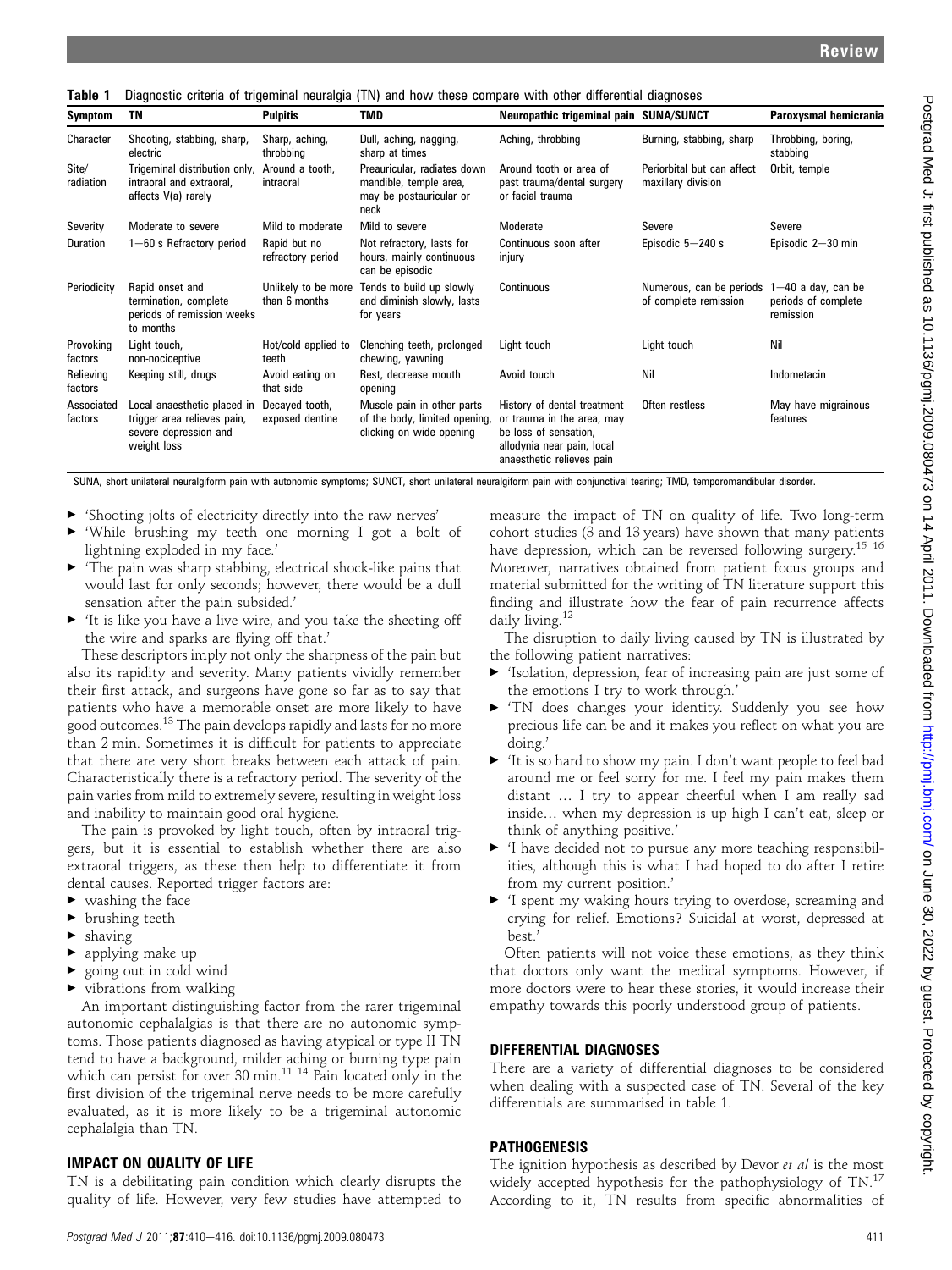**Table 1** Diagnostic criteria of trigeminal neuralgia (TN) and how these compare with other differential diagnoses

| Symptom | TN | Pulpitis | TMD | Neuropathic trigeminal pain | SUNA/SUNCT | Paroxysmal hemicrania |
|---|---|---|---|---|---|---|
| Character | Shooting, stabbing, sharp, electric | Sharp, aching, throbbing | Dull, aching, nagging, sharp at times | Aching, throbbing | Burning, stabbing, sharp | Throbbing, boring, stabbing |
| Site/radiation | Trigeminal distribution only, intraoral and extraoral, affects V(a) rarely | Around a tooth, intraoral | Preauricular, radiates down mandible, temple area, may be postauricular or neck | Around tooth or area of past trauma/dental surgery or facial trauma | Periorbital but can affect maxillary division | Orbit, temple |
| Severity | Moderate to severe | Mild to moderate | Mild to severe | Moderate | Severe | Severe |
| Duration | 1–60 s Refractory period | Rapid but no refractory period | Not refractory, lasts for hours, mainly continuous can be episodic | Continuous soon after injury | Episodic 5–240 s | Episodic 2–30 min |
| Periodicity | Rapid onset and termination, complete periods of remission weeks to months | Unlikely to be more than 6 months | Tends to build up slowly and diminish slowly, lasts for years | Continuous | Numerous, can be periods of complete remission | 1–40 a day, can be periods of complete remission |
| Provoking factors | Light touch, non-nociceptive | Hot/cold applied to teeth | Clenching teeth, prolonged chewing, yawning | Light touch | Light touch | Nil |
| Relieving factors | Keeping still, drugs | Avoid eating on that side | Rest, decrease mouth opening | Avoid touch | Nil | Indometacin |
| Associated factors | Local anaesthetic placed in trigger area relieves pain, severe depression and weight loss | Decayed tooth, exposed dentine | Muscle pain in other parts of the body, limited opening, clicking on wide opening | History of dental treatment or trauma in the area, may be loss of sensation, allodynia near pain, local anaesthetic relieves pain | Often restless | May have migrainous features |

SUNA, short unilateral neuralgiform pain with autonomic symptoms; SUNCT, short unilateral neuralgiform pain with conjunctival tearing; TMD, temporomandibular disorder.

- 'Shooting jolts of electricity directly into the raw nerves'
- 'While brushing my teeth one morning I got a bolt of lightning exploded in my face.'
- 'The pain was sharp stabbing, electrical shock-like pains that would last for only seconds; however, there would be a dull sensation after the pain subsided.'
- 'It is like you have a live wire, and you take the sheeting off the wire and sparks are flying off that.'

These descriptors imply not only the sharpness of the pain but also its rapidity and severity. Many patients vividly remember their first attack, and surgeons have gone so far as to say that patients who have a memorable onset are more likely to have good outcomes.[13] The pain develops rapidly and lasts for no more than 2 min. Sometimes it is difficult for patients to appreciate that there are very short breaks between each attack of pain. Characteristically there is a refractory period. The severity of the pain varies from mild to extremely severe, resulting in weight loss and inability to maintain good oral hygiene.

The pain is provoked by light touch, often by intraoral triggers, but it is essential to establish whether there are also extraoral triggers, as these then help to differentiate it from dental causes. Reported trigger factors are:

- washing the face
- brushing teeth
- shaving
- applying make up
- going out in cold wind
- vibrations from walking

An important distinguishing factor from the rarer trigeminal autonomic cephalalgias is that there are no autonomic symptoms. Those patients diagnosed as having atypical or type II TN tend to have a background, milder aching or burning type pain which can persist for over 30 min.[11,14] Pain located only in the first division of the trigeminal nerve needs to be more carefully evaluated, as it is more likely to be a trigeminal autonomic cephalalgia than TN.

## IMPACT ON QUALITY OF LIFE

TN is a debilitating pain condition which clearly disrupts the quality of life. However, very few studies have attempted to measure the impact of TN on quality of life. Two long-term cohort studies (3 and 13 years) have shown that many patients have depression, which can be reversed following surgery.[15,16] Moreover, narratives obtained from patient focus groups and material submitted for the writing of TN literature support this finding and illustrate how the fear of pain recurrence affects daily living.[12]

The disruption to daily living caused by TN is illustrated by the following patient narratives:

- 'Isolation, depression, fear of increasing pain are just some of the emotions I try to work through.'
- 'TN does changes your identity. Suddenly you see how precious life can be and it makes you reflect on what you are doing.'
- 'It is so hard to show my pain. I don't want people to feel bad around me or feel sorry for me. I feel my pain makes them distant ... I try to appear cheerful when I am really sad inside... when my depression is up high I can't eat, sleep or think of anything positive.'
- 'I have decided not to pursue any more teaching responsibilities, although this is what I had hoped to do after I retire from my current position.'
- 'I spent my waking hours trying to overdose, screaming and crying for relief. Emotions? Suicidal at worst, depressed at best.'

Often patients will not voice these emotions, as they think that doctors only want the medical symptoms. However, if more doctors were to hear these stories, it would increase their empathy towards this poorly understood group of patients.

## DIFFERENTIAL DIAGNOSES

There are a variety of differential diagnoses to be considered when dealing with a suspected case of TN. Several of the key differentials are summarised in table 1.

## PATHOGENESIS

The ignition hypothesis as described by Devor *et al* is the most widely accepted hypothesis for the pathophysiology of TN.[17] According to it, TN results from specific abnormalities of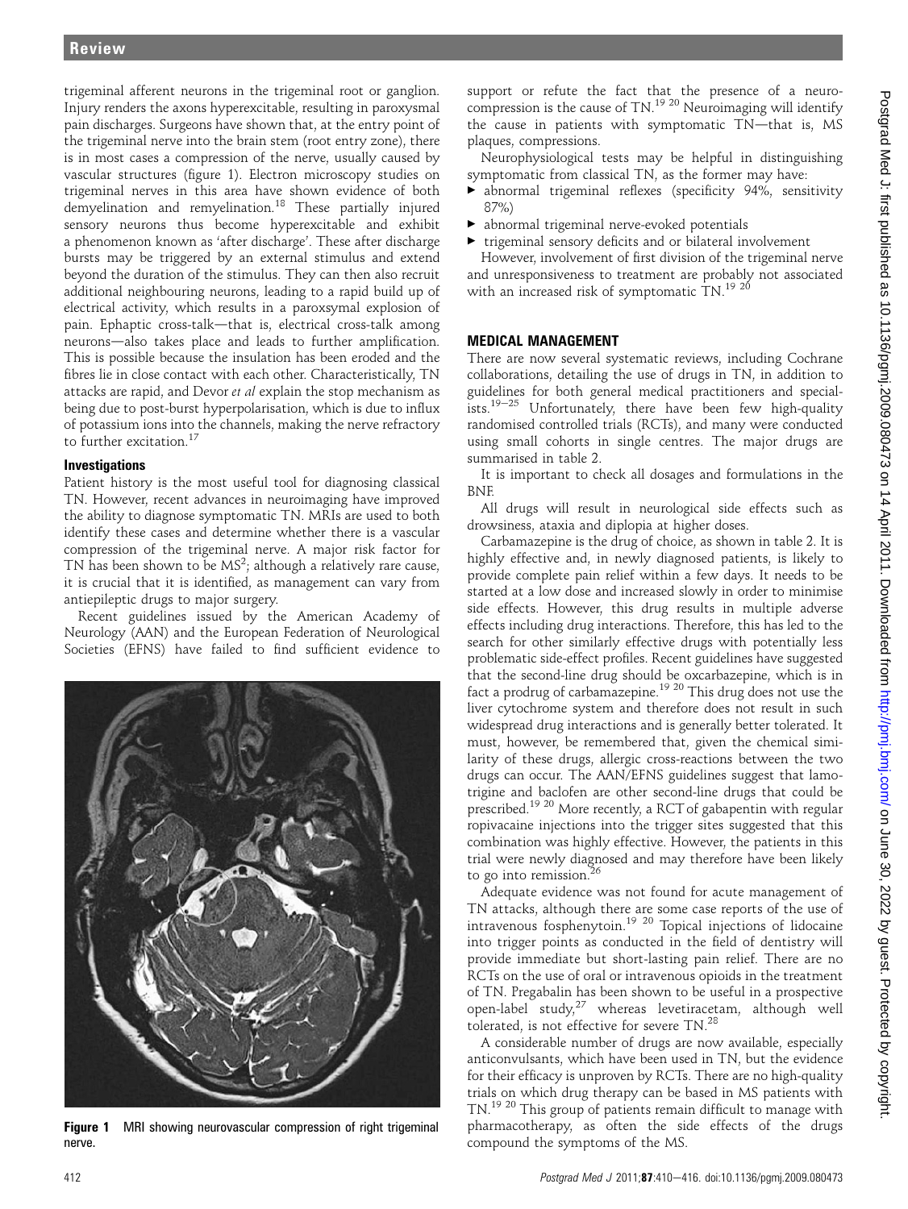trigeminal afferent neurons in the trigeminal root or ganglion. Injury renders the axons hyperexcitable, resulting in paroxysmal pain discharges. Surgeons have shown that, at the entry point of the trigeminal nerve into the brain stem (root entry zone), there is in most cases a compression of the nerve, usually caused by vascular structures (figure 1). Electron microscopy studies on trigeminal nerves in this area have shown evidence of both demyelination and remyelination.[18] These partially injured sensory neurons thus become hyperexcitable and exhibit a phenomenon known as 'after discharge'. These after discharge bursts may be triggered by an external stimulus and extend beyond the duration of the stimulus. They can then also recruit additional neighbouring neurons, leading to a rapid build up of electrical activity, which results in a paroxsymal explosion of pain. Ephaptic cross-talk—that is, electrical cross-talk among neurons—also takes place and leads to further amplification. This is possible because the insulation has been eroded and the fibres lie in close contact with each other. Characteristically, TN attacks are rapid, and Devor *et al* explain the stop mechanism as being due to post-burst hyperpolarisation, which is due to influx of potassium ions into the channels, making the nerve refractory to further excitation.[17]

### Investigations

Patient history is the most useful tool for diagnosing classical TN. However, recent advances in neuroimaging have improved the ability to diagnose symptomatic TN. MRIs are used to both identify these cases and determine whether there is a vascular compression of the trigeminal nerve. A major risk factor for TN has been shown to be MS[2]; although a relatively rare cause, it is crucial that it is identified, as management can vary from antiepileptic drugs to major surgery.

Recent guidelines issued by the American Academy of Neurology (AAN) and the European Federation of Neurological Societies (EFNS) have failed to find sufficient evidence to support or refute the fact that the presence of a neurocompression is the cause of TN.[19 20] Neuroimaging will identify the cause in patients with symptomatic TN—that is, MS plaques, compressions.

**Figure 1** MRI showing neurovascular compression of right trigeminal nerve.

Neurophysiological tests may be helpful in distinguishing symptomatic from classical TN, as the former may have:

- abnormal trigeminal reflexes (specificity 94%, sensitivity 87%)
- abnormal trigeminal nerve-evoked potentials
- trigeminal sensory deficits and or bilateral involvement

However, involvement of first division of the trigeminal nerve and unresponsiveness to treatment are probably not associated with an increased risk of symptomatic TN.[19 20]

## MEDICAL MANAGEMENT

There are now several systematic reviews, including Cochrane collaborations, detailing the use of drugs in TN, in addition to guidelines for both general medical practitioners and specialists.[19–25] Unfortunately, there have been few high-quality randomised controlled trials (RCTs), and many were conducted using small cohorts in single centres. The major drugs are summarised in table 2.

It is important to check all dosages and formulations in the BNF.

All drugs will result in neurological side effects such as drowsiness, ataxia and diplopia at higher doses.

Carbamazepine is the drug of choice, as shown in table 2. It is highly effective and, in newly diagnosed patients, is likely to provide complete pain relief within a few days. It needs to be started at a low dose and increased slowly in order to minimise side effects. However, this drug results in multiple adverse effects including drug interactions. Therefore, this has led to the search for other similarly effective drugs with potentially less problematic side-effect profiles. Recent guidelines have suggested that the second-line drug should be oxcarbazepine, which is in fact a prodrug of carbamazepine.[19 20] This drug does not use the liver cytochrome system and therefore does not result in such widespread drug interactions and is generally better tolerated. It must, however, be remembered that, given the chemical similarity of these drugs, allergic cross-reactions between the two drugs can occur. The AAN/EFNS guidelines suggest that lamotrigine and baclofen are other second-line drugs that could be prescribed.[19 20] More recently, a RCT of gabapentin with regular ropivacaine injections into the trigger sites suggested that this combination was highly effective. However, the patients in this trial were newly diagnosed and may therefore have been likely to go into remission.[26]

Adequate evidence was not found for acute management of TN attacks, although there are some case reports of the use of intravenous fosphenytoin.[19 20] Topical injections of lidocaine into trigger points as conducted in the field of dentistry will provide immediate but short-lasting pain relief. There are no RCTs on the use of oral or intravenous opioids in the treatment of TN. Pregabalin has been shown to be useful in a prospective open-label study,[27] whereas levetiracetam, although well tolerated, is not effective for severe TN.[28]

A considerable number of drugs are now available, especially anticonvulsants, which have been used in TN, but the evidence for their efficacy is unproven by RCTs. There are no high-quality trials on which drug therapy can be based in MS patients with TN.[19 20] This group of patients remain difficult to manage with pharmacotherapy, as often the side effects of the drugs compound the symptoms of the MS.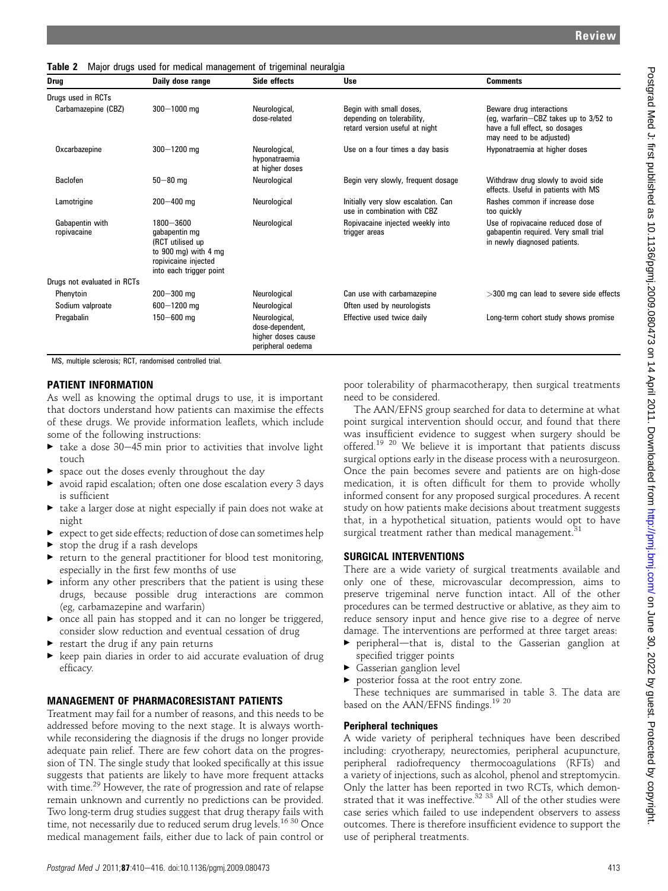**Table 2** Major drugs used for medical management of trigeminal neuralgia

| Drug | Daily dose range | Side effects | Use | Comments |
|---|---|---|---|---|
| Drugs used in RCTs | | | | |
| Carbamazepine (CBZ) | 300–1000 mg | Neurological, dose-related | Begin with small doses, depending on tolerability, retard version useful at night | Beware drug interactions (eg, warfarin–CBZ takes up to 3/52 to have a full effect, so dosages may need to be adjusted) |
| Oxcarbazepine | 300–1200 mg | Neurological, hyponatraemia at higher doses | Use on a four times a day basis | Hyponatraemia at higher doses |
| Baclofen | 50–80 mg | Neurological | Begin very slowly, frequent dosage | Withdraw drug slowly to avoid side effects. Useful in patients with MS |
| Lamotrigine | 200–400 mg | Neurological | Initially very slow escalation. Can use in combination with CBZ | Rashes common if increase dose too quickly |
| Gabapentin with ropivacaine | 1800–3600 gabapentin mg (RCT utilised up to 900 mg) with 4 mg ropivacaine injected into each trigger point | Neurological | Ropivacaine injected weekly into trigger areas | Use of ropivacaine reduced dose of gabapentin required. Very small trial in newly diagnosed patients. |
| Drugs not evaluated in RCTs | | | | |
| Phenytoin | 200–300 mg | Neurological | Can use with carbamazepine | >300 mg can lead to severe side effects |
| Sodium valproate | 600–1200 mg | Neurological | Often used by neurologists | |
| Pregabalin | 150–600 mg | Neurological, dose-dependent, higher doses cause peripheral oedema | Effective used twice daily | Long-term cohort study shows promise |

MS, multiple sclerosis; RCT, randomised controlled trial.

## PATIENT INFORMATION

As well as knowing the optimal drugs to use, it is important that doctors understand how patients can maximise the effects of these drugs. We provide information leaflets, which include some of the following instructions:

- take a dose 30–45 min prior to activities that involve light touch
- space out the doses evenly throughout the day
- avoid rapid escalation; often one dose escalation every 3 days is sufficient
- take a larger dose at night especially if pain does not wake at night
- expect to get side effects; reduction of dose can sometimes help
- stop the drug if a rash develops
- return to the general practitioner for blood test monitoring, especially in the first few months of use
- inform any other prescribers that the patient is using these drugs, because possible drug interactions are common (eg, carbamazepine and warfarin)
- once all pain has stopped and it can no longer be triggered, consider slow reduction and eventual cessation of drug
- restart the drug if any pain returns
- keep pain diaries in order to aid accurate evaluation of drug efficacy.

## MANAGEMENT OF PHARMACORESISTANT PATIENTS

Treatment may fail for a number of reasons, and this needs to be addressed before moving to the next stage. It is always worthwhile reconsidering the diagnosis if the drugs no longer provide adequate pain relief. There are few cohort data on the progression of TN. The single study that looked specifically at this issue suggests that patients are likely to have more frequent attacks with time.[29] However, the rate of progression and rate of relapse remain unknown and currently no predictions can be provided. Two long-term drug studies suggest that drug therapy fails with time, not necessarily due to reduced serum drug levels.[16 30] Once medical management fails, either due to lack of pain control or poor tolerability of pharmacotherapy, then surgical treatments need to be considered.

The AAN/EFNS group searched for data to determine at what point surgical intervention should occur, and found that there was insufficient evidence to suggest when surgery should be offered.[19 20] We believe it is important that patients discuss surgical options early in the disease process with a neurosurgeon. Once the pain becomes severe and patients are on high-dose medication, it is often difficult for them to provide wholly informed consent for any proposed surgical procedures. A recent study on how patients make decisions about treatment suggests that, in a hypothetical situation, patients would opt to have surgical treatment rather than medical management.[31]

## SURGICAL INTERVENTIONS

There are a wide variety of surgical treatments available and only one of these, microvascular decompression, aims to preserve trigeminal nerve function intact. All of the other procedures can be termed destructive or ablative, as they aim to reduce sensory input and hence give rise to a degree of nerve damage. The interventions are performed at three target areas:

- peripheral—that is, distal to the Gasserian ganglion at specified trigger points
- Gasserian ganglion level
- posterior fossa at the root entry zone.

These techniques are summarised in table 3. The data are based on the AAN/EFNS findings.[19 20]

### Peripheral techniques

A wide variety of peripheral techniques have been described including: cryotherapy, neurectomies, peripheral acupuncture, peripheral radiofrequency thermocoagulations (RFTs) and a variety of injections, such as alcohol, phenol and streptomycin. Only the latter has been reported in two RCTs, which demonstrated that it was ineffective.[32 33] All of the other studies were case series which failed to use independent observers to assess outcomes. There is therefore insufficient evidence to support the use of peripheral treatments.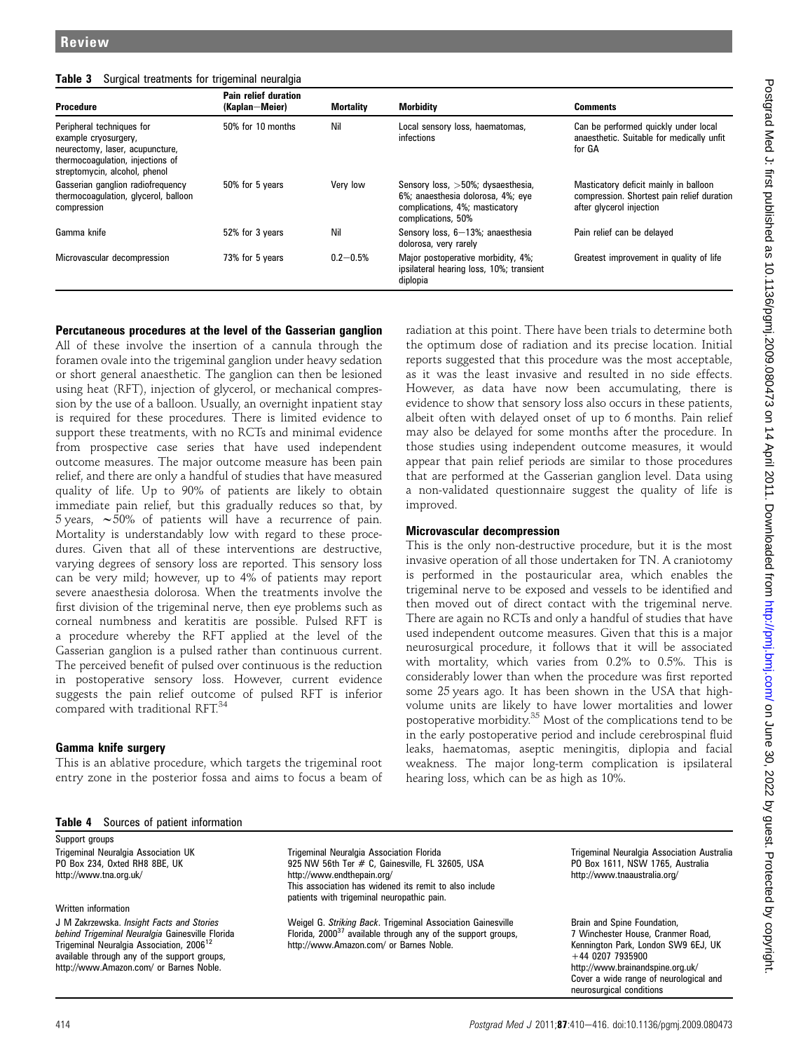**Table 3** Surgical treatments for trigeminal neuralgia

| Procedure | Pain relief duration (Kaplan–Meier) | Mortality | Morbidity | Comments |
|---|---|---|---|---|
| Peripheral techniques for example cryosurgery, neurectomy, laser, acupuncture, thermocoagulation, injections of streptomycin, alcohol, phenol | 50% for 10 months | Nil | Local sensory loss, haematomas, infections | Can be performed quickly under local anaesthetic. Suitable for medically unfit for GA |
| Gasserian ganglion radiofrequency thermocoagulation, glycerol, balloon compression | 50% for 5 years | Very low | Sensory loss, >50%; dysaesthesia, 6%; anaesthesia dolorosa, 4%; eye complications, 4%; masticatory complications, 50% | Masticatory deficit mainly in balloon compression. Shortest pain relief duration after glycerol injection |
| Gamma knife | 52% for 3 years | Nil | Sensory loss, 6–13%; anaesthesia dolorosa, very rarely | Pain relief can be delayed |
| Microvascular decompression | 73% for 5 years | 0.2–0.5% | Major postoperative morbidity, 4%; ipsilateral hearing loss, 10%; transient diplopia | Greatest improvement in quality of life |

### Percutaneous procedures at the level of the Gasserian ganglion

All of these involve the insertion of a cannula through the foramen ovale into the trigeminal ganglion under heavy sedation or short general anaesthetic. The ganglion can then be lesioned using heat (RFT), injection of glycerol, or mechanical compression by the use of a balloon. Usually, an overnight inpatient stay is required for these procedures. There is limited evidence to support these treatments, with no RCTs and minimal evidence from prospective case series that have used independent outcome measures. The major outcome measure has been pain relief, and there are only a handful of studies that have measured quality of life. Up to 90% of patients are likely to obtain immediate pain relief, but this gradually reduces so that, by 5 years, ~50% of patients will have a recurrence of pain. Mortality is understandably low with regard to these procedures. Given that all of these interventions are destructive, varying degrees of sensory loss are reported. This sensory loss can be very mild; however, up to 4% of patients may report severe anaesthesia dolorosa. When the treatments involve the first division of the trigeminal nerve, then eye problems such as corneal numbness and keratitis are possible. Pulsed RFT is a procedure whereby the RFT applied at the level of the Gasserian ganglion is a pulsed rather than continuous current. The perceived benefit of pulsed over continuous is the reduction in postoperative sensory loss. However, current evidence suggests the pain relief outcome of pulsed RFT is inferior compared with traditional RFT.[34]

### Gamma knife surgery

This is an ablative procedure, which targets the trigeminal root entry zone in the posterior fossa and aims to focus a beam of radiation at this point. There have been trials to determine both the optimum dose of radiation and its precise location. Initial reports suggested that this procedure was the most acceptable, as it was the least invasive and resulted in no side effects. However, as data have now been accumulating, there is evidence to show that sensory loss also occurs in these patients, albeit often with delayed onset of up to 6 months. Pain relief may also be delayed for some months after the procedure. In those studies using independent outcome measures, it would appear that pain relief periods are similar to those procedures that are performed at the Gasserian ganglion level. Data using a non-validated questionnaire suggest the quality of life is improved.

### Microvascular decompression

This is the only non-destructive procedure, but it is the most invasive operation of all those undertaken for TN. A craniotomy is performed in the postauricular area, which enables the trigeminal nerve to be exposed and vessels to be identified and then moved out of direct contact with the trigeminal nerve. There are again no RCTs and only a handful of studies that have used independent outcome measures. Given that this is a major neurosurgical procedure, it follows that it will be associated with mortality, which varies from 0.2% to 0.5%. This is considerably lower than when the procedure was first reported some 25 years ago. It has been shown in the USA that high-volume units are likely to have lower mortalities and lower postoperative morbidity.[35] Most of the complications tend to be in the early postoperative period and include cerebrospinal fluid leaks, haematomas, aseptic meningitis, diplopia and facial weakness. The major long-term complication is ipsilateral hearing loss, which can be as high as 10%.

**Table 4** Sources of patient information

| | | |
|---|---|---|
| **Support groups** | | |
| Trigeminal Neuralgia Association UK<br>PO Box 234, Oxted RH8 8BE, UK<br>http://www.tna.org.uk/ | Trigeminal Neuralgia Association Florida<br>925 NW 56th Ter # C, Gainesville, FL 32605, USA<br>http://www.endthepain.org/<br>This association has widened its remit to also include patients with trigeminal neuropathic pain. | Trigeminal Neuralgia Association Australia<br>PO Box 1611, NSW 1765, Australia<br>http://www.tnaaustralia.org/ |
| **Written information** | | |
| J M Zakrzewska. *Insight Facts and Stories behind Trigeminal Neuralgia* Gainesville Florida Trigeminal Neuralgia Association, 2006[12] available through any of the support groups, http://www.Amazon.com/ or Barnes Noble. | Weigel G. *Striking Back*. Trigeminal Association Gainesville Florida, 2000[37] available through any of the support groups, http://www.Amazon.com/ or Barnes Noble. | Brain and Spine Foundation,<br>7 Winchester House, Cranmer Road, Kennington Park, London SW9 6EJ, UK<br>+44 0207 7935900<br>http://www.brainandspine.org.uk/<br>Cover a wide range of neurological and neurosurgical conditions |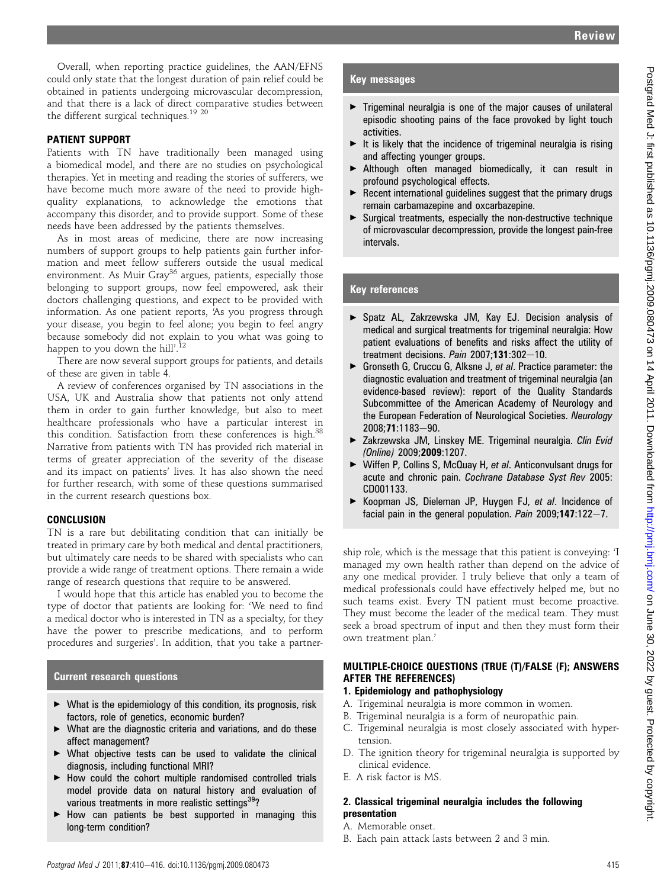Overall, when reporting practice guidelines, the AAN/EFNS could only state that the longest duration of pain relief could be obtained in patients undergoing microvascular decompression, and that there is a lack of direct comparative studies between the different surgical techniques.[19 20]

## PATIENT SUPPORT

Patients with TN have traditionally been managed using a biomedical model, and there are no studies on psychological therapies. Yet in meeting and reading the stories of sufferers, we have become much more aware of the need to provide high-quality explanations, to acknowledge the emotions that accompany this disorder, and to provide support. Some of these needs have been addressed by the patients themselves.

As in most areas of medicine, there are now increasing numbers of support groups to help patients gain further information and meet fellow sufferers outside the usual medical environment. As Muir Gray[36] argues, patients, especially those belonging to support groups, now feel empowered, ask their doctors challenging questions, and expect to be provided with information. As one patient reports, 'As you progress through your disease, you begin to feel alone; you begin to feel angry because somebody did not explain to you what was going to happen to you down the hill'.[12]

There are now several support groups for patients, and details of these are given in table 4.

A review of conferences organised by TN associations in the USA, UK and Australia show that patients not only attend them in order to gain further knowledge, but also to meet healthcare professionals who have a particular interest in this condition. Satisfaction from these conferences is high.[38] Narrative from patients with TN has provided rich material in terms of greater appreciation of the severity of the disease and its impact on patients' lives. It has also shown the need for further research, with some of these questions summarised in the current research questions box.

## CONCLUSION

TN is a rare but debilitating condition that can initially be treated in primary care by both medical and dental practitioners, but ultimately care needs to be shared with specialists who can provide a wide range of treatment options. There remain a wide range of research questions that require to be answered.

I would hope that this article has enabled you to become the type of doctor that patients are looking for: 'We need to find a medical doctor who is interested in TN as a specialty, for they have the power to prescribe medications, and to perform procedures and surgeries'. In addition, that you take a partnership role, which is the message that this patient is conveying: 'I managed my own health rather than depend on the advice of any one medical provider. I truly believe that only a team of medical professionals could have effectively helped me, but no such teams exist. Every TN patient must become proactive. They must become the leader of the medical team. They must seek a broad spectrum of input and then they must form their own treatment plan.'

### Current research questions

- What is the epidemiology of this condition, its prognosis, risk factors, role of genetics, economic burden?
- What are the diagnostic criteria and variations, and do these affect management?
- What objective tests can be used to validate the clinical diagnosis, including functional MRI?
- How could the cohort multiple randomised controlled trials model provide data on natural history and evaluation of various treatments in more realistic settings[39]?
- How can patients be best supported in managing this long-term condition?

### Key messages

- Trigeminal neuralgia is one of the major causes of unilateral episodic shooting pains of the face provoked by light touch activities.
- It is likely that the incidence of trigeminal neuralgia is rising and affecting younger groups.
- Although often managed biomedically, it can result in profound psychological effects.
- Recent international guidelines suggest that the primary drugs remain carbamazepine and oxcarbazepine.
- Surgical treatments, especially the non-destructive technique of microvascular decompression, provide the longest pain-free intervals.

### Key references

- Spatz AL, Zakrzewska JM, Kay EJ. Decision analysis of medical and surgical treatments for trigeminal neuralgia: How patient evaluations of benefits and risks affect the utility of treatment decisions. *Pain* 2007;**131**:302–10.
- Gronseth G, Cruccu G, Alksne J, *et al*. Practice parameter: the diagnostic evaluation and treatment of trigeminal neuralgia (an evidence-based review): report of the Quality Standards Subcommittee of the American Academy of Neurology and the European Federation of Neurological Societies. *Neurology* 2008;**71**:1183–90.
- Zakrzewska JM, Linskey ME. Trigeminal neuralgia. *Clin Evid (Online)* 2009;**2009**:1207.
- Wiffen P, Collins S, McQuay H, *et al*. Anticonvulsant drugs for acute and chronic pain. *Cochrane Database Syst Rev* 2005: CD001133.
- Koopman JS, Dieleman JP, Huygen FJ, *et al*. Incidence of facial pain in the general population. *Pain* 2009;**147**:122–7.

## MULTIPLE-CHOICE QUESTIONS (TRUE (T)/FALSE (F); ANSWERS AFTER THE REFERENCES)

### 1. Epidemiology and pathophysiology

A. Trigeminal neuralgia is more common in women.
B. Trigeminal neuralgia is a form of neuropathic pain.
C. Trigeminal neuralgia is most closely associated with hypertension.
D. The ignition theory for trigeminal neuralgia is supported by clinical evidence.
E. A risk factor is MS.

### 2. Classical trigeminal neuralgia includes the following presentation

A. Memorable onset.
B. Each pain attack lasts between 2 and 3 min.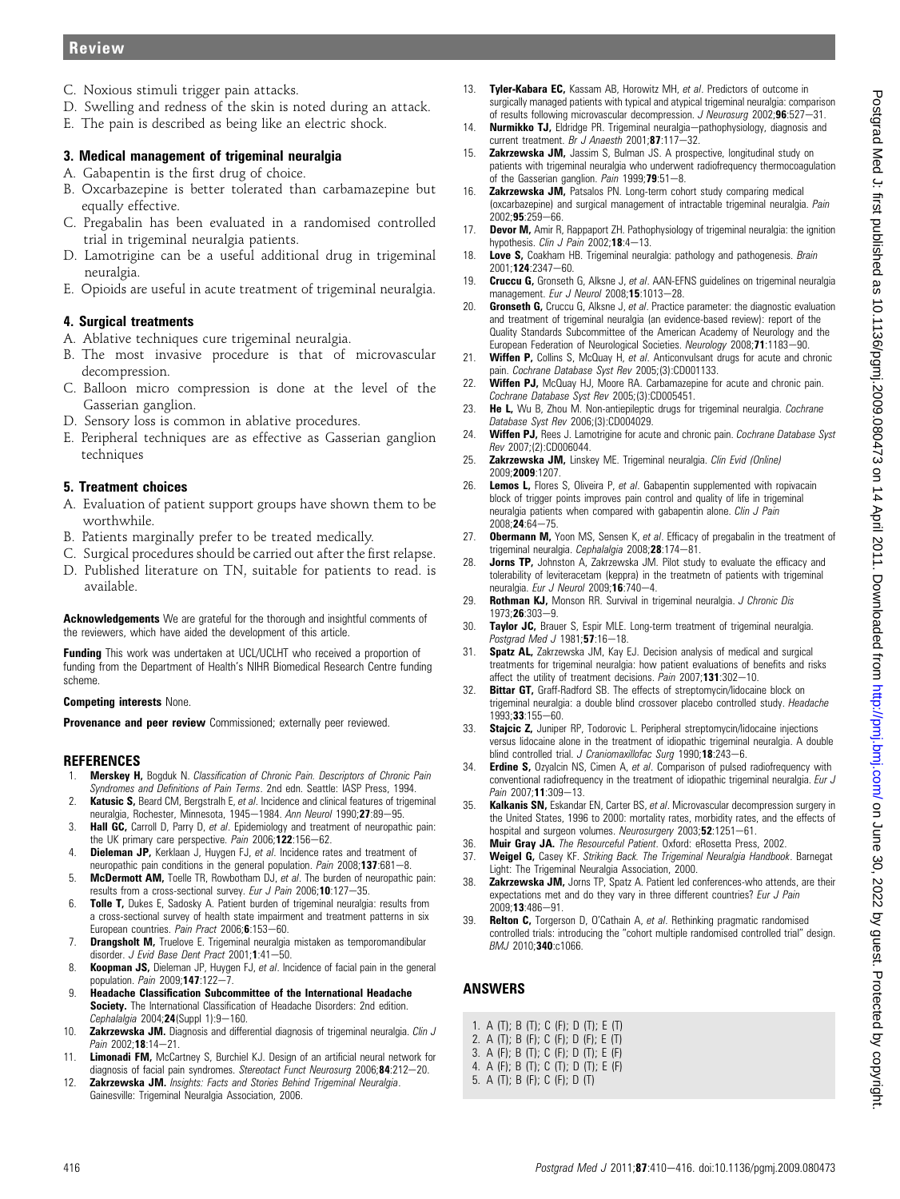C. Noxious stimuli trigger pain attacks.
D. Swelling and redness of the skin is noted during an attack.
E. The pain is described as being like an electric shock.

### 3. Medical management of trigeminal neuralgia

A. Gabapentin is the first drug of choice.
B. Oxcarbazepine is better tolerated than carbamazepine but equally effective.
C. Pregabalin has been evaluated in a randomised controlled trial in trigeminal neuralgia patients.
D. Lamotrigine can be a useful additional drug in trigeminal neuralgia.
E. Opioids are useful in acute treatment of trigeminal neuralgia.

### 4. Surgical treatments

A. Ablative techniques cure trigeminal neuralgia.
B. The most invasive procedure is that of microvascular decompression.
C. Balloon micro compression is done at the level of the Gasserian ganglion.
D. Sensory loss is common in ablative procedures.
E. Peripheral techniques are as effective as Gasserian ganglion techniques

### 5. Treatment choices

A. Evaluation of patient support groups have shown them to be worthwhile.
B. Patients marginally prefer to be treated medically.
C. Surgical procedures should be carried out after the first relapse.
D. Published literature on TN, suitable for patients to read. is available.

**Acknowledgements** We are grateful for the thorough and insightful comments of the reviewers, which have aided the development of this article.

**Funding** This work was undertaken at UCL/UCLHT who received a proportion of funding from the Department of Health's NIHR Biomedical Research Centre funding scheme.

**Competing interests** None.

**Provenance and peer review** Commissioned; externally peer reviewed.

## REFERENCES

1. **Merskey H,** Bogduk N. *Classification of Chronic Pain. Descriptors of Chronic Pain Syndromes and Definitions of Pain Terms*. 2nd edn. Seattle: IASP Press, 1994.
2. **Katusic S,** Beard CM, Bergstralh E, *et al*. Incidence and clinical features of trigeminal neuralgia, Rochester, Minnesota, 1945—1984. *Ann Neurol* 1990;**27**:89—95.
3. **Hall GC,** Carroll D, Parry D, *et al*. Epidemiology and treatment of neuropathic pain: the UK primary care perspective. *Pain* 2006;**122**:156—62.
4. **Dieleman JP,** Kerklaan J, Huygen FJ, *et al*. Incidence rates and treatment of neuropathic pain conditions in the general population. *Pain* 2008;**137**:681—8.
5. **McDermott AM,** Toelle TR, Rowbotham DJ, *et al*. The burden of neuropathic pain: results from a cross-sectional survey. *Eur J Pain* 2006;**10**:127—35.
6. **Tolle T,** Dukes E, Sadosky A. Patient burden of trigeminal neuralgia: results from a cross-sectional survey of health state impairment and treatment patterns in six European countries. *Pain Pract* 2006;**6**:153—60.
7. **Drangsholt M,** Truelove E. Trigeminal neuralgia mistaken as temporomandibular disorder. *J Evid Base Dent Pract* 2001;**1**:41—50.
8. **Koopman JS,** Dieleman JP, Huygen FJ, *et al*. Incidence of facial pain in the general population. *Pain* 2009;**147**:122—7.
9. **Headache Classification Subcommittee of the International Headache Society.** The International Classification of Headache Disorders: 2nd edition. *Cephalalgia* 2004;**24**(Suppl 1):9—160.
10. **Zakrzewska JM.** Diagnosis and differential diagnosis of trigeminal neuralgia. *Clin J Pain* 2002;**18**:14—21.
11. **Limonadi FM,** McCartney S, Burchiel KJ. Design of an artificial neural network for diagnosis of facial pain syndromes. *Stereotact Funct Neurosurg* 2006;**84**:212—20.
12. **Zakrzewska JM.** *Insights: Facts and Stories Behind Trigeminal Neuralgia*. Gainesville: Trigeminal Neuralgia Association, 2006.
13. **Tyler-Kabara EC,** Kassam AB, Horowitz MH, *et al*. Predictors of outcome in surgically managed patients with typical and atypical trigeminal neuralgia: comparison of results following microvascular decompression. *J Neurosurg* 2002;**96**:527—31.
14. **Nurmikko TJ,** Eldridge PR. Trigeminal neuralgia—pathophysiology, diagnosis and current treatment. *Br J Anaesth* 2001;**87**:117—32.
15. **Zakrzewska JM,** Jassim S, Bulman JS. A prospective, longitudinal study on patients with trigeminal neuralgia who underwent radiofrequency thermocoagulation of the Gasserian ganglion. *Pain* 1999;**79**:51—8.
16. **Zakrzewska JM,** Patsalos PN. Long-term cohort study comparing medical (oxcarbazepine) and surgical management of intractable trigeminal neuralgia. *Pain* 2002;**95**:259—66.
17. **Devor M,** Amir R, Rappaport ZH. Pathophysiology of trigeminal neuralgia: the ignition hypothesis. *Clin J Pain* 2002;**18**:4—13.
18. **Love S,** Coakham HB. Trigeminal neuralgia: pathology and pathogenesis. *Brain* 2001;**124**:2347—60.
19. **Cruccu G,** Gronseth G, Alksne J, *et al*. AAN-EFNS guidelines on trigeminal neuralgia management. *Eur J Neurol* 2008;**15**:1013—28.
20. **Gronseth G,** Cruccu G, Alksne J, *et al*. Practice parameter: the diagnostic evaluation and treatment of trigeminal neuralgia (an evidence-based review): report of the Quality Standards Subcommittee of the American Academy of Neurology and the European Federation of Neurological Societies. *Neurology* 2008;**71**:1183—90.
21. **Wiffen P,** Collins S, McQuay H, *et al*. Anticonvulsant drugs for acute and chronic pain. *Cochrane Database Syst Rev* 2005;(3):CD001133.
22. **Wiffen PJ,** McQuay HJ, Moore RA. Carbamazepine for acute and chronic pain. *Cochrane Database Syst Rev* 2005;(3):CD005451.
23. **He L,** Wu B, Zhou M. Non-antiepileptic drugs for trigeminal neuralgia. *Cochrane Database Syst Rev* 2006;(3):CD004029.
24. **Wiffen PJ,** Rees J. Lamotrigine for acute and chronic pain. *Cochrane Database Syst Rev* 2007;(2):CD006044.
25. **Zakrzewska JM,** Linskey ME. Trigeminal neuralgia. *Clin Evid (Online)* 2009;**2009**:1207.
26. **Lemos L,** Flores S, Oliveira P, *et al*. Gabapentin supplemented with ropivacain block of trigger points improves pain control and quality of life in trigeminal neuralgia patients when compared with gabapentin alone. *Clin J Pain* 2008;**24**:64—75.
27. **Obermann M,** Yoon MS, Sensen K, *et al*. Efficacy of pregabalin in the treatment of trigeminal neuralgia. *Cephalalgia* 2008;**28**:174—81.
28. **Jorns TP,** Johnston A, Zakrzewska JM. Pilot study to evaluate the efficacy and tolerability of leviteracetam (keppra) in the treatmetn of patients with trigeminal neuralgia. *Eur J Neurol* 2009;**16**:740—4.
29. **Rothman KJ,** Monson RR. Survival in trigeminal neuralgia. *J Chronic Dis* 1973;**26**:303—9.
30. **Taylor JC,** Brauer S, Espir MLE. Long-term treatment of trigeminal neuralgia. *Postgrad Med J* 1981;**57**:16—18.
31. **Spatz AL,** Zakrzewska JM, Kay EJ. Decision analysis of medical and surgical treatments for trigeminal neuralgia: how patient evaluations of benefits and risks affect the utility of treatment decisions. *Pain* 2007;**131**:302—10.
32. **Bittar GT,** Graff-Radford SB. The effects of streptomycin/lidocaine block on trigeminal neuralgia: a double blind crossover placebo controlled study. *Headache* 1993;**33**:155—60.
33. **Stajcic Z,** Juniper RP, Todorovic L. Peripheral streptomycin/lidocaine injections versus lidocaine alone in the treatment of idiopathic trigeminal neuralgia. A double blind controlled trial. *J Craniomaxillofac Surg* 1990;**18**:243—6.
34. **Erdine S,** Ozyalcin NS, Cimen A, *et al*. Comparison of pulsed radiofrequency with conventional radiofrequency in the treatment of idiopathic trigeminal neuralgia. *Eur J Pain* 2007;**11**:309—13.
35. **Kalkanis SN,** Eskandar EN, Carter BS, *et al*. Microvascular decompression surgery in the United States, 1996 to 2000: mortality rates, morbidity rates, and the effects of hospital and surgeon volumes. *Neurosurgery* 2003;**52**:1251—61.
36. **Muir Gray JA.** *The Resourceful Patient*. Oxford: eRosetta Press, 2002.
37. **Weigel G,** Casey KF. *Striking Back. The Trigeminal Neuralgia Handbook*. Barnegat Light: The Trigeminal Neuralgia Association, 2000.
38. **Zakrzewska JM,** Jorns TP, Spatz A. Patient led conferences-who attends, are their expectations met and do they vary in three different countries? *Eur J Pain* 2009;**13**:486—91.
39. **Relton C,** Torgerson D, O'Cathain A, *et al*. Rethinking pragmatic randomised controlled trials: introducing the "cohort multiple randomised controlled trial" design. *BMJ* 2010;**340**:c1066.

## ANSWERS

1. A (T); B (T); C (F); D (T); E (T)
2. A (T); B (F); C (F); D (F); E (T)
3. A (F); B (T); C (F); D (T); E (F)
4. A (F); B (T); C (T); D (T); E (F)
5. A (T); B (F); C (F); D (T)